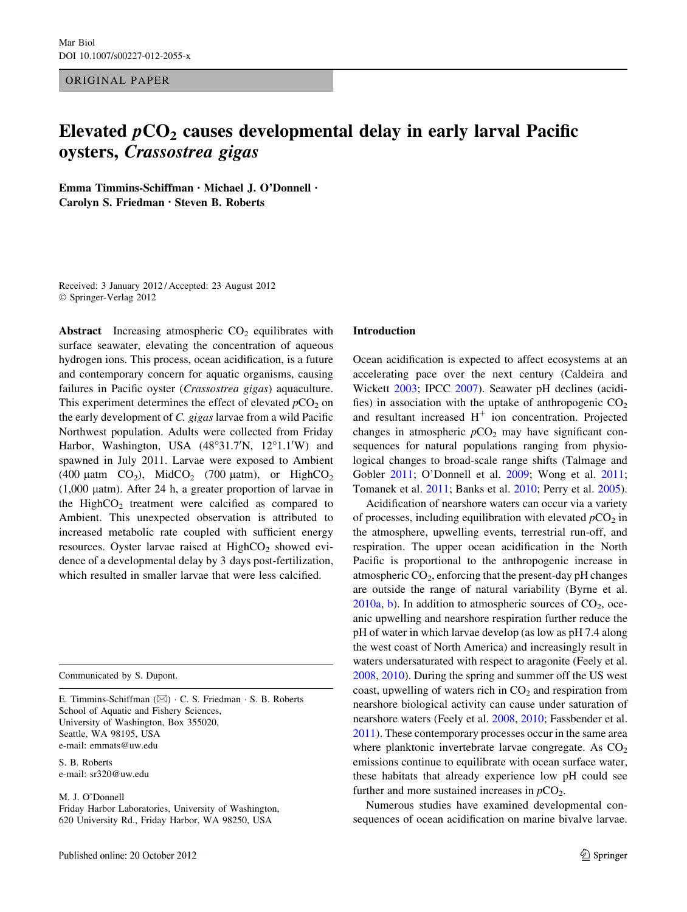Mar Biol
DOI 10.1007/s00227-012-2055-x

ORIGINAL PAPER

# Elevated $pCO_2$ causes developmental delay in early larval Pacific oysters, *Crassostrea gigas*

**Emma Timmins-Schiffman · Michael J. O'Donnell · Carolyn S. Friedman · Steven B. Roberts**

Received: 3 January 2012 / Accepted: 23 August 2012
© Springer-Verlag 2012

**Abstract** Increasing atmospheric $CO_2$ equilibrates with surface seawater, elevating the concentration of aqueous hydrogen ions. This process, ocean acidification, is a future and contemporary concern for aquatic organisms, causing failures in Pacific oyster (*Crassostrea gigas*) aquaculture. This experiment determines the effect of elevated $pCO_2$ on the early development of *C. gigas* larvae from a wild Pacific Northwest population. Adults were collected from Friday Harbor, Washington, USA (48°31.7′N, 12°1.1′W) and spawned in July 2011. Larvae were exposed to Ambient (400 µatm $CO_2$), Mid$CO_2$ (700 µatm), or High$CO_2$ (1,000 µatm). After 24 h, a greater proportion of larvae in the High$CO_2$ treatment were calcified as compared to Ambient. This unexpected observation is attributed to increased metabolic rate coupled with sufficient energy resources. Oyster larvae raised at High$CO_2$ showed evidence of a developmental delay by 3 days post-fertilization, which resulted in smaller larvae that were less calcified.

Communicated by S. Dupont.

E. Timmins-Schiffman (✉) · C. S. Friedman · S. B. Roberts
School of Aquatic and Fishery Sciences,
University of Washington, Box 355020,
Seattle, WA 98195, USA
e-mail: emmats@uw.edu

S. B. Roberts
e-mail: sr320@uw.edu

M. J. O'Donnell
Friday Harbor Laboratories, University of Washington,
620 University Rd., Friday Harbor, WA 98250, USA

## Introduction

Ocean acidification is expected to affect ecosystems at an accelerating pace over the next century (Caldeira and Wickett 2003; IPCC 2007). Seawater pH declines (acidifies) in association with the uptake of anthropogenic $CO_2$ and resultant increased $H^+$ ion concentration. Projected changes in atmospheric $pCO_2$ may have significant consequences for natural populations ranging from physiological changes to broad-scale range shifts (Talmage and Gobler 2011; O'Donnell et al. 2009; Wong et al. 2011; Tomanek et al. 2011; Banks et al. 2010; Perry et al. 2005).

Acidification of nearshore waters can occur via a variety of processes, including equilibration with elevated $pCO_2$ in the atmosphere, upwelling events, terrestrial run-off, and respiration. The upper ocean acidification in the North Pacific is proportional to the anthropogenic increase in atmospheric $CO_2$, enforcing that the present-day pH changes are outside the range of natural variability (Byrne et al. 2010a, b). In addition to atmospheric sources of $CO_2$, oceanic upwelling and nearshore respiration further reduce the pH of water in which larvae develop (as low as pH 7.4 along the west coast of North America) and increasingly result in waters undersaturated with respect to aragonite (Feely et al. 2008, 2010). During the spring and summer off the US west coast, upwelling of waters rich in $CO_2$ and respiration from nearshore biological activity can cause under saturation of nearshore waters (Feely et al. 2008, 2010; Fassbender et al. 2011). These contemporary processes occur in the same area where planktonic invertebrate larvae congregate. As $CO_2$ emissions continue to equilibrate with ocean surface water, these habitats that already experience low pH could see further and more sustained increases in $pCO_2$.

Numerous studies have examined developmental consequences of ocean acidification on marine bivalve larvae.

Published online: 20 October 2012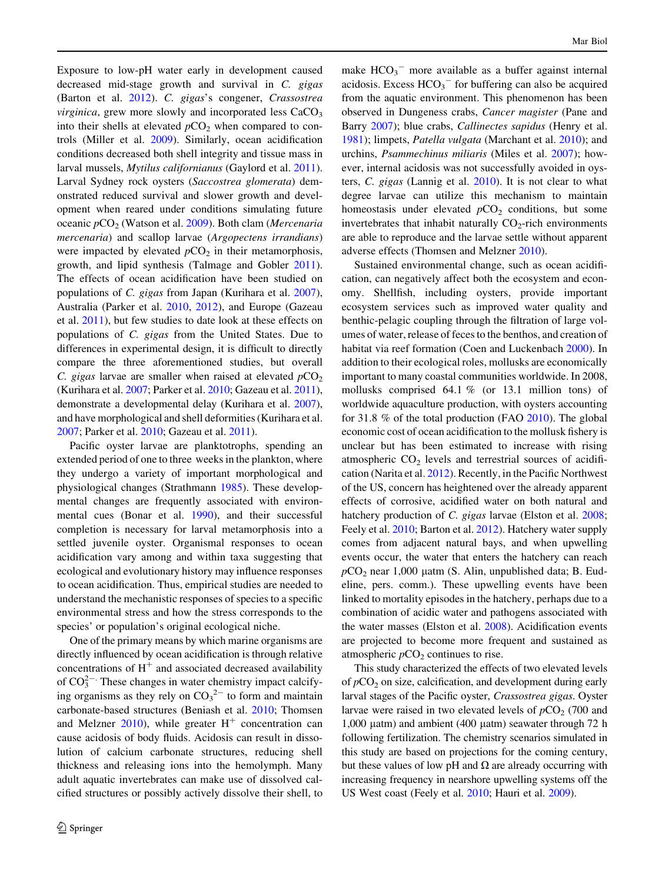Exposure to low-pH water early in development caused decreased mid-stage growth and survival in *C. gigas* (Barton et al. 2012). *C. gigas*'s congener, *Crassostrea virginica*, grew more slowly and incorporated less $CaCO_3$ into their shells at elevated $pCO_2$ when compared to controls (Miller et al. 2009). Similarly, ocean acidification conditions decreased both shell integrity and tissue mass in larval mussels, *Mytilus californianus* (Gaylord et al. 2011). Larval Sydney rock oysters (*Saccostrea glomerata*) demonstrated reduced survival and slower growth and development when reared under conditions simulating future oceanic $pCO_2$ (Watson et al. 2009). Both clam (*Mercenaria mercenaria*) and scallop larvae (*Argopecten irrandians*) were impacted by elevated $pCO_2$ in their metamorphosis, growth, and lipid synthesis (Talmage and Gobler 2011). The effects of ocean acidification have been studied on populations of *C. gigas* from Japan (Kurihara et al. 2007), Australia (Parker et al. 2010, 2012), and Europe (Gazeau et al. 2011), but few studies to date look at these effects on populations of *C. gigas* from the United States. Due to differences in experimental design, it is difficult to directly compare the three aforementioned studies, but overall *C. gigas* larvae are smaller when raised at elevated $pCO_2$ (Kurihara et al. 2007; Parker et al. 2010; Gazeau et al. 2011), demonstrate a developmental delay (Kurihara et al. 2007), and have morphological and shell deformities (Kurihara et al. 2007; Parker et al. 2010; Gazeau et al. 2011).

Pacific oyster larvae are planktotrophs, spending an extended period of one to three weeks in the plankton, where they undergo a variety of important morphological and physiological changes (Strathmann 1985). These developmental changes are frequently associated with environmental cues (Bonar et al. 1990), and their successful completion is necessary for larval metamorphosis into a settled juvenile oyster. Organismal responses to ocean acidification vary among and within taxa suggesting that ecological and evolutionary history may influence responses to ocean acidification. Thus, empirical studies are needed to understand the mechanistic responses of species to a specific environmental stress and how the stress corresponds to the species' or population's original ecological niche.

One of the primary means by which marine organisms are directly influenced by ocean acidification is through relative concentrations of $H^+$ and associated decreased availability of $CO_3^{2-}$. These changes in water chemistry impact calcifying organisms as they rely on $CO_3^{2-}$ to form and maintain carbonate-based structures (Beniash et al. 2010; Thomsen and Melzner 2010), while greater $H^+$ concentration can cause acidosis of body fluids. Acidosis can result in dissolution of calcium carbonate structures, reducing shell thickness and releasing ions into the hemolymph. Many adult aquatic invertebrates can make use of dissolved calcified structures or possibly actively dissolve their shell, to make $HCO_3^-$ more available as a buffer against internal acidosis. Excess $HCO_3^-$ for buffering can also be acquired from the aquatic environment. This phenomenon has been observed in Dungeness crabs, *Cancer magister* (Pane and Barry 2007); blue crabs, *Callinectes sapidus* (Henry et al. 1981); limpets, *Patella vulgata* (Marchant et al. 2010); and urchins, *Psammechinus miliaris* (Miles et al. 2007); however, internal acidosis was not successfully avoided in oysters, *C. gigas* (Lannig et al. 2010). It is not clear to what degree larvae can utilize this mechanism to maintain homeostasis under elevated $pCO_2$ conditions, but some invertebrates that inhabit naturally $CO_2$-rich environments are able to reproduce and the larvae settle without apparent adverse effects (Thomsen and Melzner 2010).

Sustained environmental change, such as ocean acidification, can negatively affect both the ecosystem and economy. Shellfish, including oysters, provide important ecosystem services such as improved water quality and benthic-pelagic coupling through the filtration of large volumes of water, release of feces to the benthos, and creation of habitat via reef formation (Coen and Luckenbach 2000). In addition to their ecological roles, mollusks are economically important to many coastal communities worldwide. In 2008, mollusks comprised 64.1 % (or 13.1 million tons) of worldwide aquaculture production, with oysters accounting for 31.8 % of the total production (FAO 2010). The global economic cost of ocean acidification to the mollusk fishery is unclear but has been estimated to increase with rising atmospheric $CO_2$ levels and terrestrial sources of acidification (Narita et al. 2012). Recently, in the Pacific Northwest of the US, concern has heightened over the already apparent effects of corrosive, acidified water on both natural and hatchery production of *C. gigas* larvae (Elston et al. 2008; Feely et al. 2010; Barton et al. 2012). Hatchery water supply comes from adjacent natural bays, and when upwelling events occur, the water that enters the hatchery can reach $pCO_2$ near 1,000 μatm (S. Alin, unpublished data; B. Eudeline, pers. comm.). These upwelling events have been linked to mortality episodes in the hatchery, perhaps due to a combination of acidic water and pathogens associated with the water masses (Elston et al. 2008). Acidification events are projected to become more frequent and sustained as atmospheric $pCO_2$ continues to rise.

This study characterized the effects of two elevated levels of $pCO_2$ on size, calcification, and development during early larval stages of the Pacific oyster, *Crassostrea gigas*. Oyster larvae were raised in two elevated levels of $pCO_2$ (700 and 1,000 μatm) and ambient (400 μatm) seawater through 72 h following fertilization. The chemistry scenarios simulated in this study are based on projections for the coming century, but these values of low pH and $\Omega$ are already occurring with increasing frequency in nearshore upwelling systems off the US West coast (Feely et al. 2010; Hauri et al. 2009).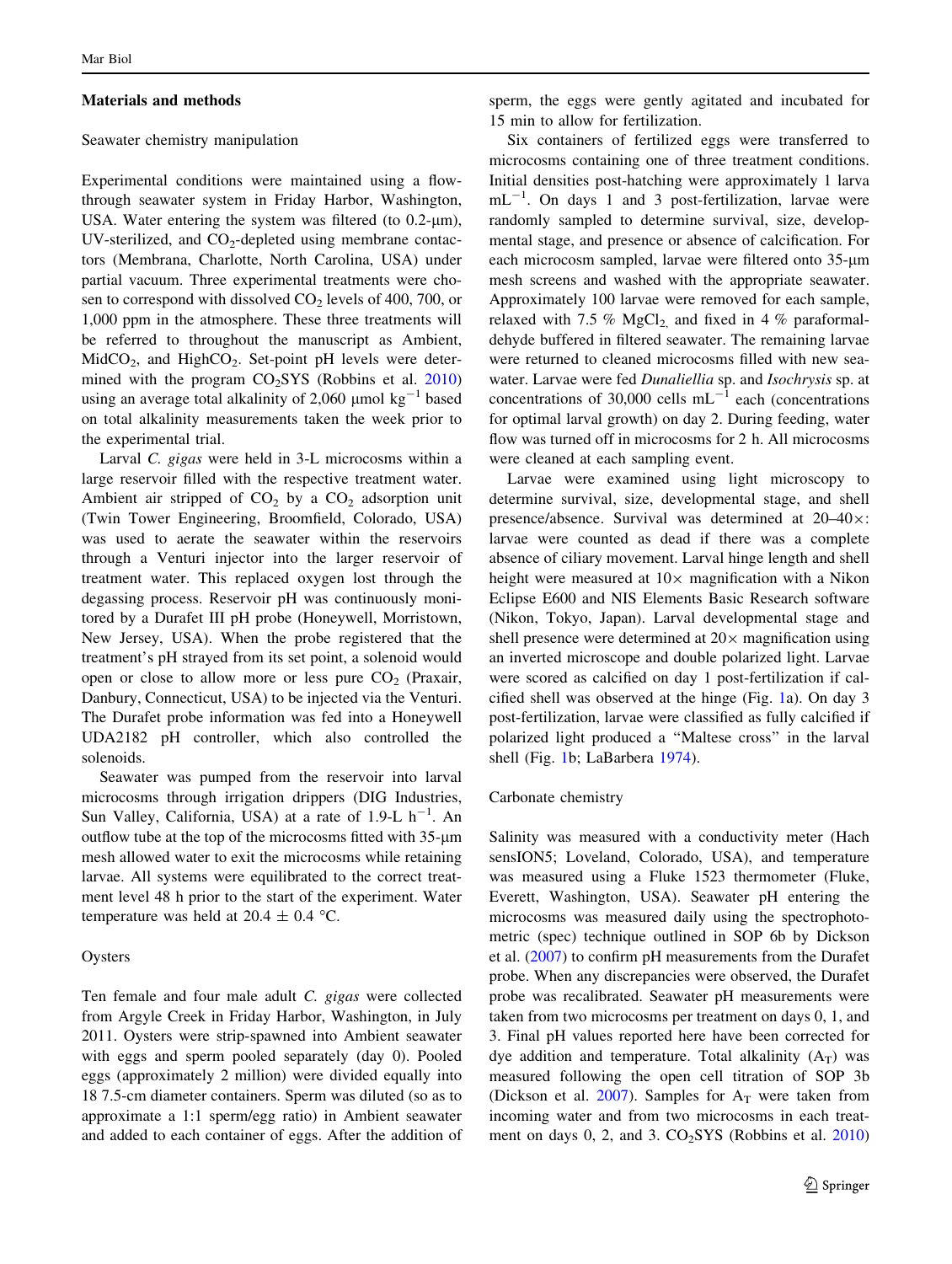## Materials and methods

### Seawater chemistry manipulation

Experimental conditions were maintained using a flow-through seawater system in Friday Harbor, Washington, USA. Water entering the system was filtered (to 0.2-μm), UV-sterilized, and $CO_2$-depleted using membrane contactors (Membrana, Charlotte, North Carolina, USA) under partial vacuum. Three experimental treatments were chosen to correspond with dissolved $CO_2$ levels of 400, 700, or 1,000 ppm in the atmosphere. These three treatments will be referred to throughout the manuscript as Ambient, Mid$CO_2$, and High$CO_2$. Set-point pH levels were determined with the program $CO_2$SYS (Robbins et al. 2010) using an average total alkalinity of 2,060 μmol kg$^{-1}$ based on total alkalinity measurements taken the week prior to the experimental trial.

Larval *C. gigas* were held in 3-L microcosms within a large reservoir filled with the respective treatment water. Ambient air stripped of $CO_2$ by a $CO_2$ adsorption unit (Twin Tower Engineering, Broomfield, Colorado, USA) was used to aerate the seawater within the reservoirs through a Venturi injector into the larger reservoir of treatment water. This replaced oxygen lost through the degassing process. Reservoir pH was continuously monitored by a Durafet III pH probe (Honeywell, Morristown, New Jersey, USA). When the probe registered that the treatment's pH strayed from its set point, a solenoid would open or close to allow more or less pure $CO_2$ (Praxair, Danbury, Connecticut, USA) to be injected via the Venturi. The Durafet probe information was fed into a Honeywell UDA2182 pH controller, which also controlled the solenoids.

Seawater was pumped from the reservoir into larval microcosms through irrigation drippers (DIG Industries, Sun Valley, California, USA) at a rate of 1.9-L h$^{-1}$. An outflow tube at the top of the microcosms fitted with 35-μm mesh allowed water to exit the microcosms while retaining larvae. All systems were equilibrated to the correct treatment level 48 h prior to the start of the experiment. Water temperature was held at 20.4 ± 0.4 °C.

### Oysters

Ten female and four male adult *C. gigas* were collected from Argyle Creek in Friday Harbor, Washington, in July 2011. Oysters were strip-spawned into Ambient seawater with eggs and sperm pooled separately (day 0). Pooled eggs (approximately 2 million) were divided equally into 18 7.5-cm diameter containers. Sperm was diluted (so as to approximate a 1:1 sperm/egg ratio) in Ambient seawater and added to each container of eggs. After the addition of sperm, the eggs were gently agitated and incubated for 15 min to allow for fertilization.

Six containers of fertilized eggs were transferred to microcosms containing one of three treatment conditions. Initial densities post-hatching were approximately 1 larva mL$^{-1}$. On days 1 and 3 post-fertilization, larvae were randomly sampled to determine survival, size, developmental stage, and presence or absence of calcification. For each microcosm sampled, larvae were filtered onto 35-μm mesh screens and washed with the appropriate seawater. Approximately 100 larvae were removed for each sample, relaxed with 7.5 % $MgCl_2$, and fixed in 4 % paraformaldehyde buffered in filtered seawater. The remaining larvae were returned to cleaned microcosms filled with new seawater. Larvae were fed *Dunaliellia* sp. and *Isochrysis* sp. at concentrations of 30,000 cells mL$^{-1}$ each (concentrations for optimal larval growth) on day 2. During feeding, water flow was turned off in microcosms for 2 h. All microcosms were cleaned at each sampling event.

Larvae were examined using light microscopy to determine survival, size, developmental stage, and shell presence/absence. Survival was determined at 20–40×: larvae were counted as dead if there was a complete absence of ciliary movement. Larval hinge length and shell height were measured at 10× magnification with a Nikon Eclipse E600 and NIS Elements Basic Research software (Nikon, Tokyo, Japan). Larval developmental stage and shell presence were determined at 20× magnification using an inverted microscope and double polarized light. Larvae were scored as calcified on day 1 post-fertilization if calcified shell was observed at the hinge (Fig. 1a). On day 3 post-fertilization, larvae were classified as fully calcified if polarized light produced a "Maltese cross" in the larval shell (Fig. 1b; LaBarbera 1974).

### Carbonate chemistry

Salinity was measured with a conductivity meter (Hach sensION5; Loveland, Colorado, USA), and temperature was measured using a Fluke 1523 thermometer (Fluke, Everett, Washington, USA). Seawater pH entering the microcosms was measured daily using the spectrophotometric (spec) technique outlined in SOP 6b by Dickson et al. (2007) to confirm pH measurements from the Durafet probe. When any discrepancies were observed, the Durafet probe was recalibrated. Seawater pH measurements were taken from two microcosms per treatment on days 0, 1, and 3. Final pH values reported here have been corrected for dye addition and temperature. Total alkalinity ($A_T$) was measured following the open cell titration of SOP 3b (Dickson et al. 2007). Samples for $A_T$ were taken from incoming water and from two microcosms in each treatment on days 0, 2, and 3. $CO_2$SYS (Robbins et al. 2010)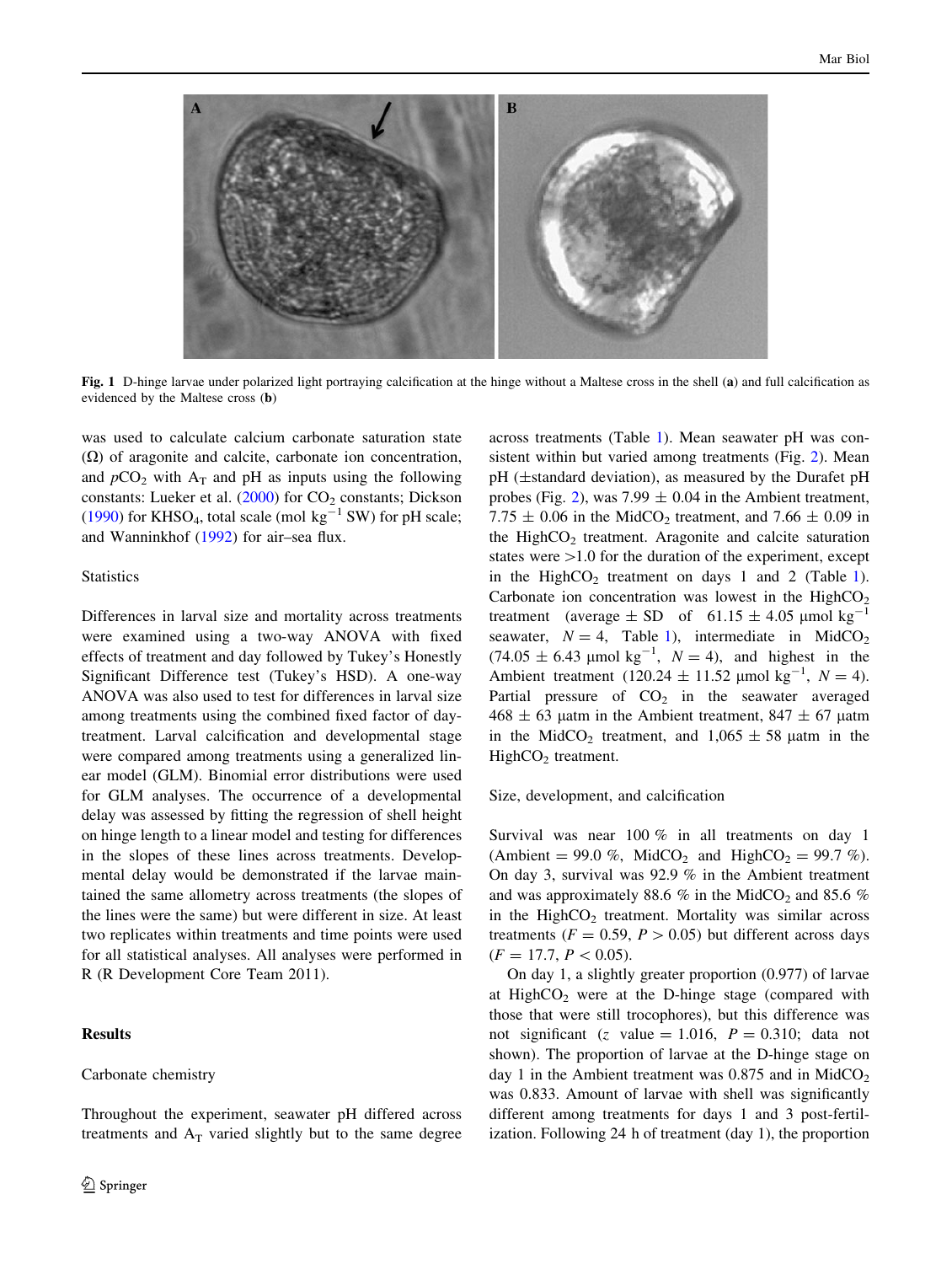**Fig. 1** D-hinge larvae under polarized light portraying calcification at the hinge without a Maltese cross in the shell (**a**) and full calcification as evidenced by the Maltese cross (**b**)

was used to calculate calcium carbonate saturation state (Ω) of aragonite and calcite, carbonate ion concentration, and $p$CO$_2$ with A$_T$ and pH as inputs using the following constants: Lueker et al. (2000) for CO$_2$ constants; Dickson (1990) for KHSO$_4$, total scale (mol kg$^{-1}$ SW) for pH scale; and Wanninkhof (1992) for air–sea flux.

### Statistics

Differences in larval size and mortality across treatments were examined using a two-way ANOVA with fixed effects of treatment and day followed by Tukey's Honestly Significant Difference test (Tukey's HSD). A one-way ANOVA was also used to test for differences in larval size among treatments using the combined fixed factor of day-treatment. Larval calcification and developmental stage were compared among treatments using a generalized linear model (GLM). Binomial error distributions were used for GLM analyses. The occurrence of a developmental delay was assessed by fitting the regression of shell height on hinge length to a linear model and testing for differences in the slopes of these lines across treatments. Developmental delay would be demonstrated if the larvae maintained the same allometry across treatments (the slopes of the lines were the same) but were different in size. At least two replicates within treatments and time points were used for all statistical analyses. All analyses were performed in R (R Development Core Team 2011).

## Results

### Carbonate chemistry

Throughout the experiment, seawater pH differed across treatments and A$_T$ varied slightly but to the same degree across treatments (Table 1). Mean seawater pH was consistent within but varied among treatments (Fig. 2). Mean pH (±standard deviation), as measured by the Durafet pH probes (Fig. 2), was 7.99 ± 0.04 in the Ambient treatment, 7.75 ± 0.06 in the MidCO$_2$ treatment, and 7.66 ± 0.09 in the HighCO$_2$ treatment. Aragonite and calcite saturation states were >1.0 for the duration of the experiment, except in the HighCO$_2$ treatment on days 1 and 2 (Table 1). Carbonate ion concentration was lowest in the HighCO$_2$ treatment (average ± SD of 61.15 ± 4.05 µmol kg$^{-1}$ seawater, $N = 4$, Table 1), intermediate in MidCO$_2$ (74.05 ± 6.43 µmol kg$^{-1}$, $N = 4$), and highest in the Ambient treatment (120.24 ± 11.52 µmol kg$^{-1}$, $N = 4$). Partial pressure of CO$_2$ in the seawater averaged 468 ± 63 µatm in the Ambient treatment, 847 ± 67 µatm in the MidCO$_2$ treatment, and 1,065 ± 58 µatm in the HighCO$_2$ treatment.

### Size, development, and calcification

Survival was near 100 % in all treatments on day 1 (Ambient = 99.0 %, MidCO$_2$ and HighCO$_2$ = 99.7 %). On day 3, survival was 92.9 % in the Ambient treatment and was approximately 88.6 % in the MidCO$_2$ and 85.6 % in the HighCO$_2$ treatment. Mortality was similar across treatments ($F = 0.59$, $P > 0.05$) but different across days ($F = 17.7$, $P < 0.05$).

On day 1, a slightly greater proportion (0.977) of larvae at HighCO$_2$ were at the D-hinge stage (compared with those that were still trocophores), but this difference was not significant ($z$ value = 1.016, $P = 0.310$; data not shown). The proportion of larvae at the D-hinge stage on day 1 in the Ambient treatment was 0.875 and in MidCO$_2$ was 0.833. Amount of larvae with shell was significantly different among treatments for days 1 and 3 post-fertilization. Following 24 h of treatment (day 1), the proportion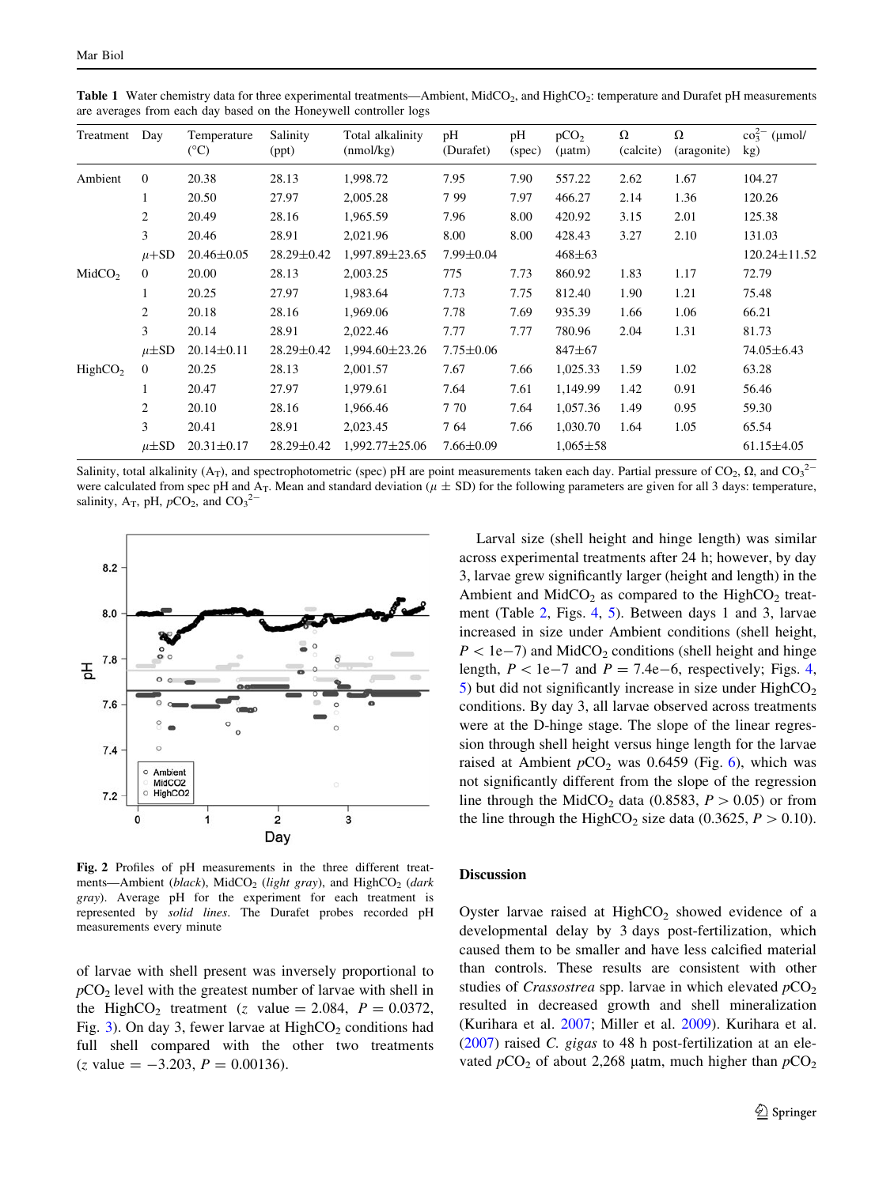**Table 1** Water chemistry data for three experimental treatments—Ambient, MidCO$_2$, and HighCO$_2$: temperature and Durafet pH measurements are averages from each day based on the Honeywell controller logs

| Treatment | Day | Temperature (°C) | Salinity (ppt) | Total alkalinity (nmol/kg) | pH (Durafet) | pH (spec) | pCO$_2$ (μatm) | Ω (calcite) | Ω (aragonite) | $co_3^{2-}$ (μmol/kg) |
|---|---|---|---|---|---|---|---|---|---|---|
| Ambient | 0 | 20.38 | 28.13 | 1,998.72 | 7.95 | 7.90 | 557.22 | 2.62 | 1.67 | 104.27 |
| | 1 | 20.50 | 27.97 | 2,005.28 | 7 99 | 7.97 | 466.27 | 2.14 | 1.36 | 120.26 |
| | 2 | 20.49 | 28.16 | 1,965.59 | 7.96 | 8.00 | 420.92 | 3.15 | 2.01 | 125.38 |
| | 3 | 20.46 | 28.91 | 2,021.96 | 8.00 | 8.00 | 428.43 | 3.27 | 2.10 | 131.03 |
| | μ+SD | 20.46±0.05 | 28.29±0.42 | 1,997.89±23.65 | 7.99±0.04 | | 468±63 | | | 120.24±11.52 |
| MidCO$_2$ | 0 | 20.00 | 28.13 | 2,003.25 | 775 | 7.73 | 860.92 | 1.83 | 1.17 | 72.79 |
| | 1 | 20.25 | 27.97 | 1,983.64 | 7.73 | 7.75 | 812.40 | 1.90 | 1.21 | 75.48 |
| | 2 | 20.18 | 28.16 | 1,969.06 | 7.78 | 7.69 | 935.39 | 1.66 | 1.06 | 66.21 |
| | 3 | 20.14 | 28.91 | 2,022.46 | 7.77 | 7.77 | 780.96 | 2.04 | 1.31 | 81.73 |
| | μ±SD | 20.14±0.11 | 28.29±0.42 | 1,994.60±23.26 | 7.75±0.06 | | 847±67 | | | 74.05±6.43 |
| HighCO$_2$ | 0 | 20.25 | 28.13 | 2,001.57 | 7.67 | 7.66 | 1,025.33 | 1.59 | 1.02 | 63.28 |
| | 1 | 20.47 | 27.97 | 1,979.61 | 7.64 | 7.61 | 1,149.99 | 1.42 | 0.91 | 56.46 |
| | 2 | 20.10 | 28.16 | 1,966.46 | 7 70 | 7.64 | 1,057.36 | 1.49 | 0.95 | 59.30 |
| | 3 | 20.41 | 28.91 | 2,023.45 | 7 64 | 7.66 | 1,030.70 | 1.64 | 1.05 | 65.54 |
| | μ±SD | 20.31±0.17 | 28.29±0.42 | 1,992.77±25.06 | 7.66±0.09 | | 1,065±58 | | | 61.15±4.05 |

Salinity, total alkalinity (A$_T$), and spectrophotometric (spec) pH are point measurements taken each day. Partial pressure of CO$_2$, Ω, and $CO_3^{2-}$ were calculated from spec pH and A$_T$. Mean and standard deviation (μ ± SD) for the following parameters are given for all 3 days: temperature, salinity, A$_T$, pH, $p$CO$_2$, and $CO_3^{2-}$

**Fig. 2** Profiles of pH measurements in the three different treatments—Ambient (*black*), MidCO$_2$ (*light gray*), and HighCO$_2$ (*dark gray*). Average pH for the experiment for each treatment is represented by *solid lines*. The Durafet probes recorded pH measurements every minute

of larvae with shell present was inversely proportional to $p$CO$_2$ level with the greatest number of larvae with shell in the HighCO$_2$ treatment ($z$ value = 2.084, $P = 0.0372$, Fig. 3). On day 3, fewer larvae at HighCO$_2$ conditions had full shell compared with the other two treatments ($z$ value = −3.203, $P = 0.00136$).

Larval size (shell height and hinge length) was similar across experimental treatments after 24 h; however, by day 3, larvae grew significantly larger (height and length) in the Ambient and MidCO$_2$ as compared to the HighCO$_2$ treatment (Table 2, Figs. 4, 5). Between days 1 and 3, larvae increased in size under Ambient conditions (shell height, $P < 1e{-7}$) and MidCO$_2$ conditions (shell height and hinge length, $P < 1e{-7}$ and $P = 7.4e{-6}$, respectively; Figs. 4, 5) but did not significantly increase in size under HighCO$_2$ conditions. By day 3, all larvae observed across treatments were at the D-hinge stage. The slope of the linear regression through shell height versus hinge length for the larvae raised at Ambient $p$CO$_2$ was 0.6459 (Fig. 6), which was not significantly different from the slope of the regression line through the MidCO$_2$ data (0.8583, $P > 0.05$) or from the line through the HighCO$_2$ size data (0.3625, $P > 0.10$).

## Discussion

Oyster larvae raised at HighCO$_2$ showed evidence of a developmental delay by 3 days post-fertilization, which caused them to be smaller and have less calcified material than controls. These results are consistent with other studies of *Crassostrea* spp. larvae in which elevated $p$CO$_2$ resulted in decreased growth and shell mineralization (Kurihara et al. 2007; Miller et al. 2009). Kurihara et al. (2007) raised *C. gigas* to 48 h post-fertilization at an elevated $p$CO$_2$ of about 2,268 μatm, much higher than $p$CO$_2$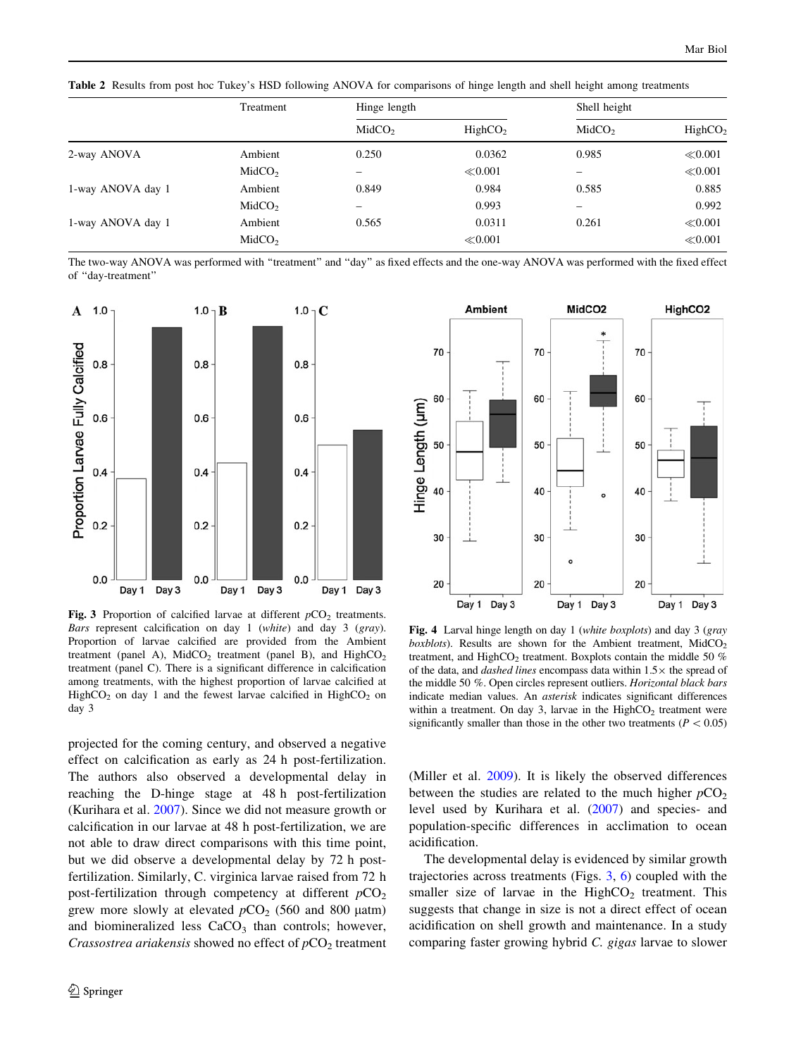**Table 2** Results from post hoc Tukey's HSD following ANOVA for comparisons of hinge length and shell height among treatments

| | Treatment | Hinge length | | Shell height | |
|---|---|---|---|---|---|
| | | $MidCO_2$ | $HighCO_2$ | $MidCO_2$ | $HighCO_2$ |
| 2-way ANOVA | Ambient | 0.250 | 0.0362 | 0.985 | $\ll$0.001 |
| | $MidCO_2$ | – | $\ll$0.001 | – | $\ll$0.001 |
| 1-way ANOVA day 1 | Ambient | 0.849 | 0.984 | 0.585 | 0.885 |
| | $MidCO_2$ | – | 0.993 | – | 0.992 |
| 1-way ANOVA day 1 | Ambient | 0.565 | 0.0311 | 0.261 | $\ll$0.001 |
| | $MidCO_2$ | | $\ll$0.001 | | $\ll$0.001 |

The two-way ANOVA was performed with "treatment" and "day" as fixed effects and the one-way ANOVA was performed with the fixed effect of "day-treatment"

**Fig. 3** Proportion of calcified larvae at different $pCO_2$ treatments. *Bars* represent calcification on day 1 (*white*) and day 3 (*gray*). Proportion of larvae calcified are provided from the Ambient treatment (panel A), $MidCO_2$ treatment (panel B), and $HighCO_2$ treatment (panel C). There is a significant difference in calcification among treatments, with the highest proportion of larvae calcified at $HighCO_2$ on day 1 and the fewest larvae calcified in $HighCO_2$ on day 3

**Fig. 4** Larval hinge length on day 1 (*white boxplots*) and day 3 (*gray boxblots*). Results are shown for the Ambient treatment, $MidCO_2$ treatment, and $HighCO_2$ treatment. Boxplots contain the middle 50 % of the data, and *dashed lines* encompass data within 1.5× the spread of the middle 50 %. Open circles represent outliers. *Horizontal black bars* indicate median values. An *asterisk* indicates significant differences within a treatment. On day 3, larvae in the $HighCO_2$ treatment were significantly smaller than those in the other two treatments ($P < 0.05$)

projected for the coming century, and observed a negative effect on calcification as early as 24 h post-fertilization. The authors also observed a developmental delay in reaching the D-hinge stage at 48 h post-fertilization (Kurihara et al. 2007). Since we did not measure growth or calcification in our larvae at 48 h post-fertilization, we are not able to draw direct comparisons with this time point, but we did observe a developmental delay by 72 h post-fertilization. Similarly, C. virginica larvae raised from 72 h post-fertilization through competency at different $pCO_2$ grew more slowly at elevated $pCO_2$ (560 and 800 µatm) and biomineralized less $CaCO_3$ than controls; however, *Crassostrea ariakensis* showed no effect of $pCO_2$ treatment (Miller et al. 2009). It is likely the observed differences between the studies are related to the much higher $pCO_2$ level used by Kurihara et al. (2007) and species- and population-specific differences in acclimation to ocean acidification.

The developmental delay is evidenced by similar growth trajectories across treatments (Figs. 3, 6) coupled with the smaller size of larvae in the $HighCO_2$ treatment. This suggests that change in size is not a direct effect of ocean acidification on shell growth and maintenance. In a study comparing faster growing hybrid *C. gigas* larvae to slower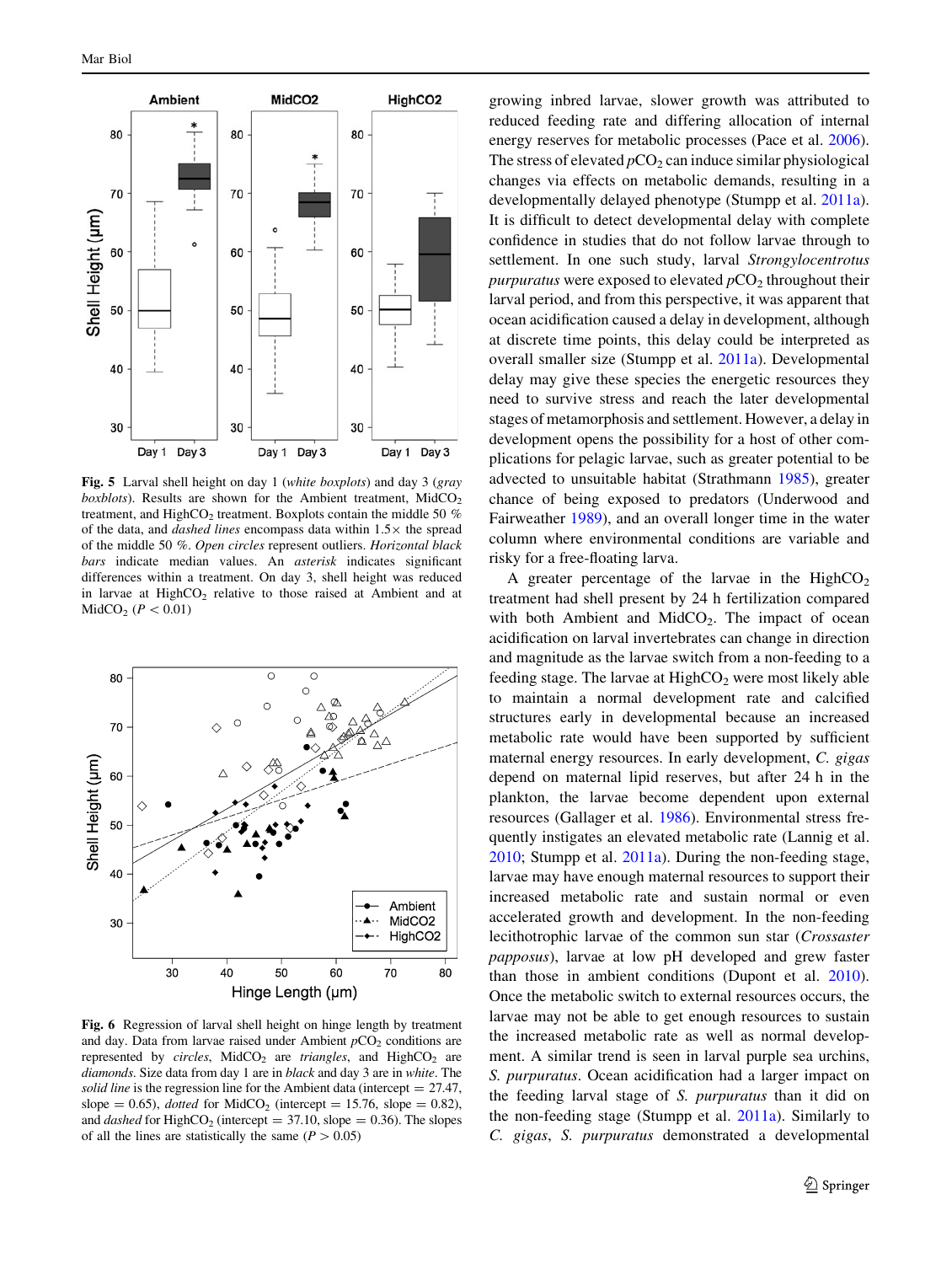**Fig. 5** Larval shell height on day 1 (*white boxplots*) and day 3 (*gray boxplots*). Results are shown for the Ambient treatment, $MidCO_2$ treatment, and $HighCO_2$ treatment. Boxplots contain the middle 50 % of the data, and *dashed lines* encompass data within 1.5× the spread of the middle 50 %. *Open circles* represent outliers. *Horizontal black bars* indicate median values. An *asterisk* indicates significant differences within a treatment. On day 3, shell height was reduced in larvae at $HighCO_2$ relative to those raised at Ambient and at $MidCO_2$ ($P < 0.01$)

**Fig. 6** Regression of larval shell height on hinge length by treatment and day. Data from larvae raised under Ambient $pCO_2$ conditions are represented by *circles*, $MidCO_2$ are *triangles*, and $HighCO_2$ are *diamonds*. Size data from day 1 are in *black* and day 3 are in *white*. The *solid line* is the regression line for the Ambient data (intercept = 27.47, slope = 0.65), *dotted* for $MidCO_2$ (intercept = 15.76, slope = 0.82), and *dashed* for $HighCO_2$ (intercept = 37.10, slope = 0.36). The slopes of all the lines are statistically the same ($P > 0.05$)

growing inbred larvae, slower growth was attributed to reduced feeding rate and differing allocation of internal energy reserves for metabolic processes (Pace et al. 2006). The stress of elevated $pCO_2$ can induce similar physiological changes via effects on metabolic demands, resulting in a developmentally delayed phenotype (Stumpp et al. 2011a). It is difficult to detect developmental delay with complete confidence in studies that do not follow larvae through to settlement. In one such study, larval *Strongylocentrotus purpuratus* were exposed to elevated $pCO_2$ throughout their larval period, and from this perspective, it was apparent that ocean acidification caused a delay in development, although at discrete time points, this delay could be interpreted as overall smaller size (Stumpp et al. 2011a). Developmental delay may give these species the energetic resources they need to survive stress and reach the later developmental stages of metamorphosis and settlement. However, a delay in development opens the possibility for a host of other complications for pelagic larvae, such as greater potential to be advected to unsuitable habitat (Strathmann 1985), greater chance of being exposed to predators (Underwood and Fairweather 1989), and an overall longer time in the water column where environmental conditions are variable and risky for a free-floating larva.

A greater percentage of the larvae in the $HighCO_2$ treatment had shell present by 24 h fertilization compared with both Ambient and $MidCO_2$. The impact of ocean acidification on larval invertebrates can change in direction and magnitude as the larvae switch from a non-feeding to a feeding stage. The larvae at $HighCO_2$ were most likely able to maintain a normal development rate and calcified structures early in developmental because an increased metabolic rate would have been supported by sufficient maternal energy resources. In early development, *C. gigas* depend on maternal lipid reserves, but after 24 h in the plankton, the larvae become dependent upon external resources (Gallager et al. 1986). Environmental stress frequently instigates an elevated metabolic rate (Lannig et al. 2010; Stumpp et al. 2011a). During the non-feeding stage, larvae may have enough maternal resources to support their increased metabolic rate and sustain normal or even accelerated growth and development. In the non-feeding lecithotrophic larvae of the common sun star (*Crossaster papposus*), larvae at low pH developed and grew faster than those in ambient conditions (Dupont et al. 2010). Once the metabolic switch to external resources occurs, the larvae may not be able to get enough resources to sustain the increased metabolic rate as well as normal development. A similar trend is seen in larval purple sea urchins, *S. purpuratus*. Ocean acidification had a larger impact on the feeding larval stage of *S. purpuratus* than it did on the non-feeding stage (Stumpp et al. 2011a). Similarly to *C. gigas*, *S. purpuratus* demonstrated a developmental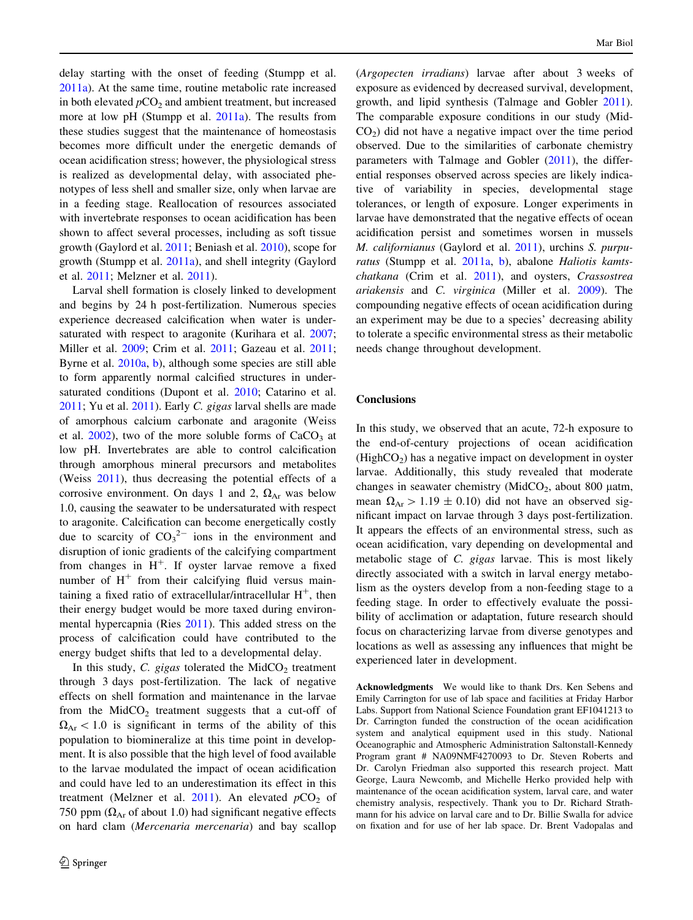delay starting with the onset of feeding (Stumpp et al. 2011a). At the same time, routine metabolic rate increased in both elevated $pCO_2$ and ambient treatment, but increased more at low pH (Stumpp et al. 2011a). The results from these studies suggest that the maintenance of homeostasis becomes more difficult under the energetic demands of ocean acidification stress; however, the physiological stress is realized as developmental delay, with associated phenotypes of less shell and smaller size, only when larvae are in a feeding stage. Reallocation of resources associated with invertebrate responses to ocean acidification has been shown to affect several processes, including as soft tissue growth (Gaylord et al. 2011; Beniash et al. 2010), scope for growth (Stumpp et al. 2011a), and shell integrity (Gaylord et al. 2011; Melzner et al. 2011).

Larval shell formation is closely linked to development and begins by 24 h post-fertilization. Numerous species experience decreased calcification when water is undersaturated with respect to aragonite (Kurihara et al. 2007; Miller et al. 2009; Crim et al. 2011; Gazeau et al. 2011; Byrne et al. 2010a, b), although some species are still able to form apparently normal calcified structures in undersaturated conditions (Dupont et al. 2010; Catarino et al. 2011; Yu et al. 2011). Early *C. gigas* larval shells are made of amorphous calcium carbonate and aragonite (Weiss et al. 2002), two of the more soluble forms of $CaCO_3$ at low pH. Invertebrates are able to control calcification through amorphous mineral precursors and metabolites (Weiss 2011), thus decreasing the potential effects of a corrosive environment. On days 1 and 2, $\Omega_{Ar}$ was below 1.0, causing the seawater to be undersaturated with respect to aragonite. Calcification can become energetically costly due to scarcity of $CO_3^{2-}$ ions in the environment and disruption of ionic gradients of the calcifying compartment from changes in $H^+$. If oyster larvae remove a fixed number of $H^+$ from their calcifying fluid versus maintaining a fixed ratio of extracellular/intracellular $H^+$, then their energy budget would be more taxed during environmental hypercapnia (Ries 2011). This added stress on the process of calcification could have contributed to the energy budget shifts that led to a developmental delay.

In this study, *C. gigas* tolerated the Mid$CO_2$ treatment through 3 days post-fertilization. The lack of negative effects on shell formation and maintenance in the larvae from the Mid$CO_2$ treatment suggests that a cut-off of $\Omega_{Ar} < 1.0$ is significant in terms of the ability of this population to biomineralize at this time point in development. It is also possible that the high level of food available to the larvae modulated the impact of ocean acidification and could have led to an underestimation its effect in this treatment (Melzner et al. 2011). An elevated $pCO_2$ of 750 ppm ($\Omega_{Ar}$ of about 1.0) had significant negative effects on hard clam (*Mercenaria mercenaria*) and bay scallop (*Argopecten irradians*) larvae after about 3 weeks of exposure as evidenced by decreased survival, development, growth, and lipid synthesis (Talmage and Gobler 2011). The comparable exposure conditions in our study (Mid$CO_2$) did not have a negative impact over the time period observed. Due to the similarities of carbonate chemistry parameters with Talmage and Gobler (2011), the differential responses observed across species are likely indicative of variability in species, developmental stage tolerances, or length of exposure. Longer experiments in larvae have demonstrated that the negative effects of ocean acidification persist and sometimes worsen in mussels *M. californianus* (Gaylord et al. 2011), urchins *S. purpuratus* (Stumpp et al. 2011a, b), abalone *Haliotis kamtschatkana* (Crim et al. 2011), and oysters, *Crassostrea ariakensis* and *C. virginica* (Miller et al. 2009). The compounding negative effects of ocean acidification during an experiment may be due to a species' decreasing ability to tolerate a specific environmental stress as their metabolic needs change throughout development.

## Conclusions

In this study, we observed that an acute, 72-h exposure to the end-of-century projections of ocean acidification (High$CO_2$) has a negative impact on development in oyster larvae. Additionally, this study revealed that moderate changes in seawater chemistry (Mid$CO_2$, about 800 µatm, mean $\Omega_{Ar} > 1.19 \pm 0.10$) did not have an observed significant impact on larvae through 3 days post-fertilization. It appears the effects of an environmental stress, such as ocean acidification, vary depending on developmental and metabolic stage of *C. gigas* larvae. This is most likely directly associated with a switch in larval energy metabolism as the oysters develop from a non-feeding stage to a feeding stage. In order to effectively evaluate the possibility of acclimation or adaptation, future research should focus on characterizing larvae from diverse genotypes and locations as well as assessing any influences that might be experienced later in development.

**Acknowledgments** We would like to thank Drs. Ken Sebens and Emily Carrington for use of lab space and facilities at Friday Harbor Labs. Support from National Science Foundation grant EF1041213 to Dr. Carrington funded the construction of the ocean acidification system and analytical equipment used in this study. National Oceanographic and Atmospheric Administration Saltonstall-Kennedy Program grant # NA09NMF4270093 to Dr. Steven Roberts and Dr. Carolyn Friedman also supported this research project. Matt George, Laura Newcomb, and Michelle Herko provided help with maintenance of the ocean acidification system, larval care, and water chemistry analysis, respectively. Thank you to Dr. Richard Strathmann for his advice on larval care and to Dr. Billie Swalla for advice on fixation and for use of her lab space. Dr. Brent Vadopalas and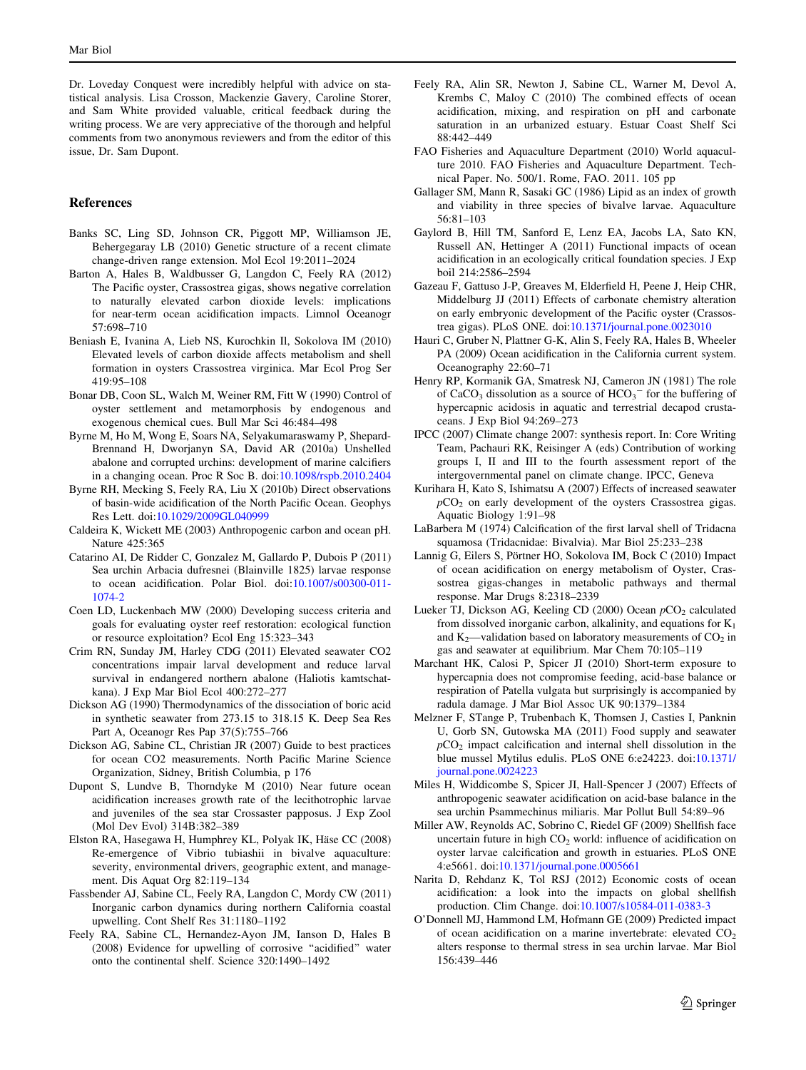Dr. Loveday Conquest were incredibly helpful with advice on statistical analysis. Lisa Crosson, Mackenzie Gavery, Caroline Storer, and Sam White provided valuable, critical feedback during the writing process. We are very appreciative of the thorough and helpful comments from two anonymous reviewers and from the editor of this issue, Dr. Sam Dupont.

## References

Banks SC, Ling SD, Johnson CR, Piggott MP, Williamson JE, Behergegaray LB (2010) Genetic structure of a recent climate change-driven range extension. Mol Ecol 19:2011–2024

Barton A, Hales B, Waldbusser G, Langdon C, Feely RA (2012) The Pacific oyster, Crassostrea gigas, shows negative correlation to naturally elevated carbon dioxide levels: implications for near-term ocean acidification impacts. Limnol Oceanogr 57:698–710

Beniash E, Ivanina A, Lieb NS, Kurochkin Il, Sokolova IM (2010) Elevated levels of carbon dioxide affects metabolism and shell formation in oysters Crassostrea virginica. Mar Ecol Prog Ser 419:95–108

Bonar DB, Coon SL, Walch M, Weiner RM, Fitt W (1990) Control of oyster settlement and metamorphosis by endogenous and exogenous chemical cues. Bull Mar Sci 46:484–498

Byrne M, Ho M, Wong E, Soars NA, Selyakumaraswamy P, Shepard-Brennand H, Dworjanyn SA, David AR (2010a) Unshelled abalone and corrupted urchins: development of marine calcifiers in a changing ocean. Proc R Soc B. doi:10.1098/rspb.2010.2404

Byrne RH, Mecking S, Feely RA, Liu X (2010b) Direct observations of basin-wide acidification of the North Pacific Ocean. Geophys Res Lett. doi:10.1029/2009GL040999

Caldeira K, Wickett ME (2003) Anthropogenic carbon and ocean pH. Nature 425:365

Catarino AI, De Ridder C, Gonzalez M, Gallardo P, Dubois P (2011) Sea urchin Arbacia dufresnei (Blainville 1825) larvae response to ocean acidification. Polar Biol. doi:10.1007/s00300-011-1074-2

Coen LD, Luckenbach MW (2000) Developing success criteria and goals for evaluating oyster reef restoration: ecological function or resource exploitation? Ecol Eng 15:323–343

Crim RN, Sunday JM, Harley CDG (2011) Elevated seawater CO2 concentrations impair larval development and reduce larval survival in endangered northern abalone (Haliotis kamtschatkana). J Exp Mar Biol Ecol 400:272–277

Dickson AG (1990) Thermodynamics of the dissociation of boric acid in synthetic seawater from 273.15 to 318.15 K. Deep Sea Res Part A, Oceanogr Res Pap 37(5):755–766

Dickson AG, Sabine CL, Christian JR (2007) Guide to best practices for ocean CO2 measurements. North Pacific Marine Science Organization, Sidney, British Columbia, p 176

Dupont S, Lundve B, Thorndyke M (2010) Near future ocean acidification increases growth rate of the lecithotrophic larvae and juveniles of the sea star Crossaster papposus. J Exp Zool (Mol Dev Evol) 314B:382–389

Elston RA, Hasegawa H, Humphrey KL, Polyak IK, Häse CC (2008) Re-emergence of Vibrio tubiashii in bivalve aquaculture: severity, environmental drivers, geographic extent, and management. Dis Aquat Org 82:119–134

Fassbender AJ, Sabine CL, Feely RA, Langdon C, Mordy CW (2011) Inorganic carbon dynamics during northern California coastal upwelling. Cont Shelf Res 31:1180–1192

Feely RA, Sabine CL, Hernandez-Ayon JM, Ianson D, Hales B (2008) Evidence for upwelling of corrosive "acidified" water onto the continental shelf. Science 320:1490–1492

Feely RA, Alin SR, Newton J, Sabine CL, Warner M, Devol A, Krembs C, Maloy C (2010) The combined effects of ocean acidification, mixing, and respiration on pH and carbonate saturation in an urbanized estuary. Estuar Coast Shelf Sci 88:442–449

FAO Fisheries and Aquaculture Department (2010) World aquaculture 2010. FAO Fisheries and Aquaculture Department. Technical Paper. No. 500/1. Rome, FAO. 2011. 105 pp

Gallager SM, Mann R, Sasaki GC (1986) Lipid as an index of growth and viability in three species of bivalve larvae. Aquaculture 56:81–103

Gaylord B, Hill TM, Sanford E, Lenz EA, Jacobs LA, Sato KN, Russell AN, Hettinger A (2011) Functional impacts of ocean acidification in an ecologically critical foundation species. J Exp boil 214:2586–2594

Gazeau F, Gattuso J-P, Greaves M, Elderfield H, Peene J, Heip CHR, Middelburg JJ (2011) Effects of carbonate chemistry alteration on early embryonic development of the Pacific oyster (Crassostrea gigas). PLoS ONE. doi:10.1371/journal.pone.0023010

Hauri C, Gruber N, Plattner G-K, Alin S, Feely RA, Hales B, Wheeler PA (2009) Ocean acidification in the California current system. Oceanography 22:60–71

Henry RP, Kormanik GA, Smatresk NJ, Cameron JN (1981) The role of $CaCO_3$ dissolution as a source of $HCO_3^-$ for the buffering of hypercapnic acidosis in aquatic and terrestrial decapod crustaceans. J Exp Biol 94:269–273

IPCC (2007) Climate change 2007: synthesis report. In: Core Writing Team, Pachauri RK, Reisinger A (eds) Contribution of working groups I, II and III to the fourth assessment report of the intergovernmental panel on climate change. IPCC, Geneva

Kurihara H, Kato S, Ishimatsu A (2007) Effects of increased seawater $pCO_2$ on early development of the oysters Crassostrea gigas. Aquatic Biology 1:91–98

LaBarbera M (1974) Calcification of the first larval shell of Tridacna squamosa (Tridacnidae: Bivalvia). Mar Biol 25:233–238

Lannig G, Eilers S, Pörtner HO, Sokolova IM, Bock C (2010) Impact of ocean acidification on energy metabolism of Oyster, Crassostrea gigas-changes in metabolic pathways and thermal response. Mar Drugs 8:2318–2339

Lueker TJ, Dickson AG, Keeling CD (2000) Ocean $pCO_2$ calculated from dissolved inorganic carbon, alkalinity, and equations for $K_1$ and $K_2$—validation based on laboratory measurements of $CO_2$ in gas and seawater at equilibrium. Mar Chem 70:105–119

Marchant HK, Calosi P, Spicer JI (2010) Short-term exposure to hypercapnia does not compromise feeding, acid-base balance or respiration of Patella vulgata but surprisingly is accompanied by radula damage. J Mar Biol Assoc UK 90:1379–1384

Melzner F, STange P, Trubenbach K, Thomsen J, Casties I, Panknin U, Gorb SN, Gutowska MA (2011) Food supply and seawater $pCO_2$ impact calcification and internal shell dissolution in the blue mussel Mytilus edulis. PLoS ONE 6:e24223. doi:10.1371/journal.pone.0024223

Miles H, Widdicombe S, Spicer JI, Hall-Spencer J (2007) Effects of anthropogenic seawater acidification on acid-base balance in the sea urchin Psammechinus miliaris. Mar Pollut Bull 54:89–96

Miller AW, Reynolds AC, Sobrino C, Riedel GF (2009) Shellfish face uncertain future in high $CO_2$ world: influence of acidification on oyster larvae calcification and growth in estuaries. PLoS ONE 4:e5661. doi:10.1371/journal.pone.0005661

Narita D, Rehdanz K, Tol RSJ (2012) Economic costs of ocean acidification: a look into the impacts on global shellfish production. Clim Change. doi:10.1007/s10584-011-0383-3

O'Donnell MJ, Hammond LM, Hofmann GE (2009) Predicted impact of ocean acidification on a marine invertebrate: elevated $CO_2$ alters response to thermal stress in sea urchin larvae. Mar Biol 156:439–446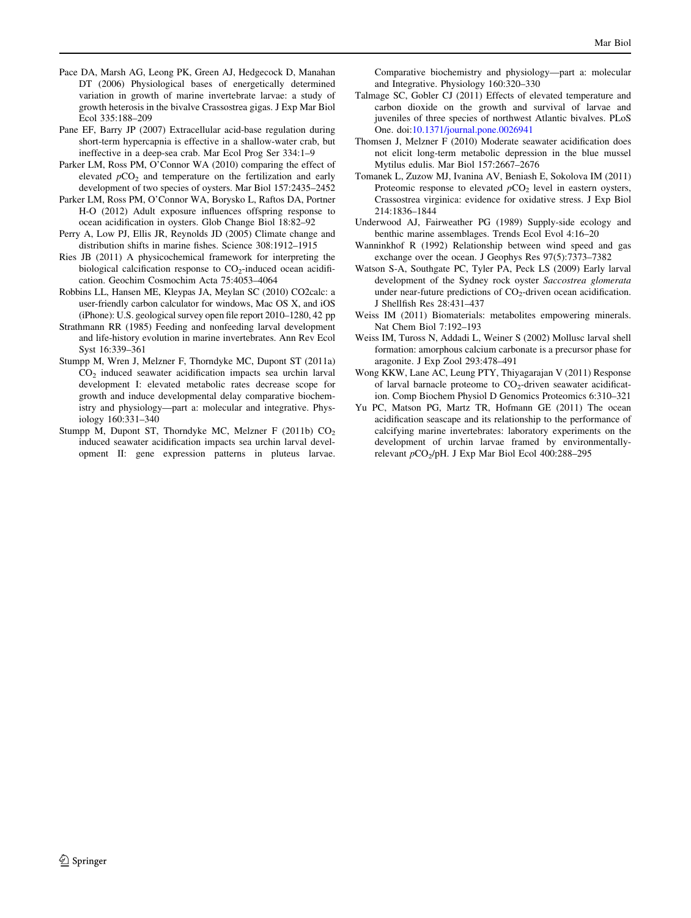Pace DA, Marsh AG, Leong PK, Green AJ, Hedgecock D, Manahan DT (2006) Physiological bases of energetically determined variation in growth of marine invertebrate larvae: a study of growth heterosis in the bivalve Crassostrea gigas. J Exp Mar Biol Ecol 335:188–209

Pane EF, Barry JP (2007) Extracellular acid-base regulation during short-term hypercapnia is effective in a shallow-water crab, but ineffective in a deep-sea crab. Mar Ecol Prog Ser 334:1–9

Parker LM, Ross PM, O'Connor WA (2010) comparing the effect of elevated $pCO_2$ and temperature on the fertilization and early development of two species of oysters. Mar Biol 157:2435–2452

Parker LM, Ross PM, O'Connor WA, Borysko L, Raftos DA, Portner H-O (2012) Adult exposure influences offspring response to ocean acidification in oysters. Glob Change Biol 18:82–92

Perry A, Low PJ, Ellis JR, Reynolds JD (2005) Climate change and distribution shifts in marine fishes. Science 308:1912–1915

Ries JB (2011) A physicochemical framework for interpreting the biological calcification response to $CO_2$-induced ocean acidification. Geochim Cosmochim Acta 75:4053–4064

Robbins LL, Hansen ME, Kleypas JA, Meylan SC (2010) CO2calc: a user-friendly carbon calculator for windows, Mac OS X, and iOS (iPhone): U.S. geological survey open file report 2010–1280, 42 pp

Strathmann RR (1985) Feeding and nonfeeding larval development and life-history evolution in marine invertebrates. Ann Rev Ecol Syst 16:339–361

Stumpp M, Wren J, Melzner F, Thorndyke MC, Dupont ST (2011a) $CO_2$ induced seawater acidification impacts sea urchin larval development I: elevated metabolic rates decrease scope for growth and induce developmental delay comparative biochemistry and physiology—part a: molecular and integrative. Physiology 160:331–340

Stumpp M, Dupont ST, Thorndyke MC, Melzner F (2011b) $CO_2$ induced seawater acidification impacts sea urchin larval development II: gene expression patterns in pluteus larvae. Comparative biochemistry and physiology—part a: molecular and Integrative. Physiology 160:320–330

Talmage SC, Gobler CJ (2011) Effects of elevated temperature and carbon dioxide on the growth and survival of larvae and juveniles of three species of northwest Atlantic bivalves. PLoS One. doi:10.1371/journal.pone.0026941

Thomsen J, Melzner F (2010) Moderate seawater acidification does not elicit long-term metabolic depression in the blue mussel Mytilus edulis. Mar Biol 157:2667–2676

Tomanek L, Zuzow MJ, Ivanina AV, Beniash E, Sokolova IM (2011) Proteomic response to elevated $pCO_2$ level in eastern oysters, Crassostrea virginica: evidence for oxidative stress. J Exp Biol 214:1836–1844

Underwood AJ, Fairweather PG (1989) Supply-side ecology and benthic marine assemblages. Trends Ecol Evol 4:16–20

Wanninkhof R (1992) Relationship between wind speed and gas exchange over the ocean. J Geophys Res 97(5):7373–7382

Watson S-A, Southgate PC, Tyler PA, Peck LS (2009) Early larval development of the Sydney rock oyster *Saccostrea glomerata* under near-future predictions of $CO_2$-driven ocean acidification. J Shellfish Res 28:431–437

Weiss IM (2011) Biomaterials: metabolites empowering minerals. Nat Chem Biol 7:192–193

Weiss IM, Tuross N, Addadi L, Weiner S (2002) Mollusc larval shell formation: amorphous calcium carbonate is a precursor phase for aragonite. J Exp Zool 293:478–491

Wong KKW, Lane AC, Leung PTY, Thiyagarajan V (2011) Response of larval barnacle proteome to $CO_2$-driven seawater acidification. Comp Biochem Physiol D Genomics Proteomics 6:310–321

Yu PC, Matson PG, Martz TR, Hofmann GE (2011) The ocean acidification seascape and its relationship to the performance of calcifying marine invertebrates: laboratory experiments on the development of urchin larvae framed by environmentally-relevant $pCO_2$/pH. J Exp Mar Biol Ecol 400:288–295